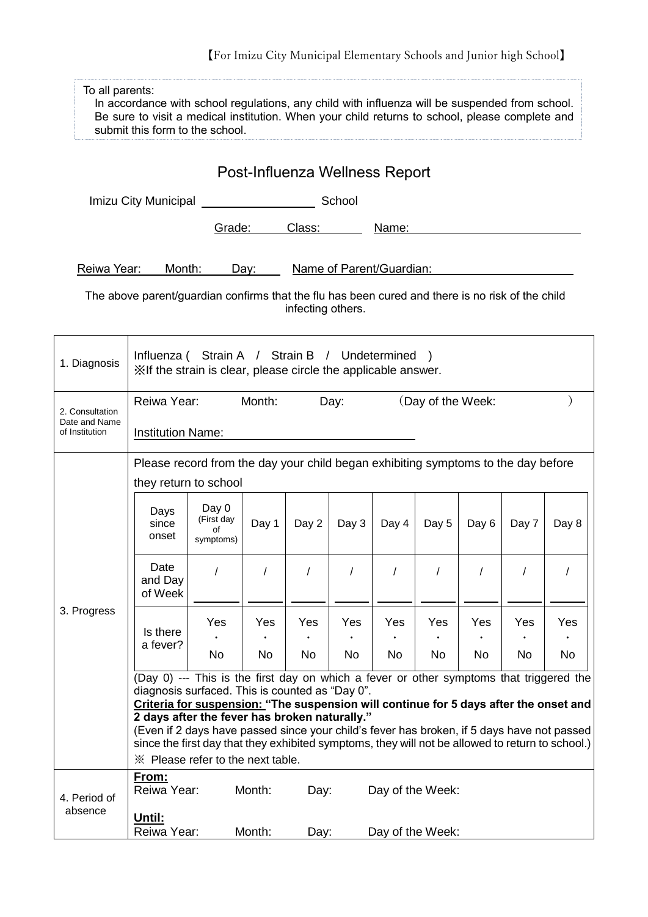【For Imizu City Municipal Elementary Schools and Junior high School】

To all parents:
In accordance with school regulations, any child with influenza will be suspended from school. Be sure to visit a medical institution. When your child returns to school, please complete and submit this form to the school.

# Post-Influenza Wellness Report

Imizu City Municipal ________________ School

Grade: Class: Name: ________________________

Reiwa Year: Month: Day: Name of Parent/Guardian: ____________________

The above parent/guardian confirms that the flu has been cured and there is no risk of the child infecting others.

| | |
|---|---|
| 1. Diagnosis | Influenza ( Strain A / Strain B / Undetermined )<br>※If the strain is clear, please circle the applicable answer. |
| 2. Consultation Date and Name of Institution | Reiwa Year: Month: Day: （Day of the Week: ）<br><br>Institution Name: ____________________ |
| 3. Progress | Please record from the day your child began exhibiting symptoms to the day before they return to school |
| 4. Period of absence | **From:**<br>Reiwa Year: Month: Day: Day of the Week:<br><br>**Until:**<br>Reiwa Year: Month: Day: Day of the Week: |

3. Progress

| Days since onset | Day 0 (First day of symptoms) | Day 1 | Day 2 | Day 3 | Day 4 | Day 5 | Day 6 | Day 7 | Day 8 |
|---|---|---|---|---|---|---|---|---|---|
| Date and Day of Week | / | / | / | / | / | / | / | / | / |
| Is there a fever? | Yes・No | Yes・No | Yes・No | Yes・No | Yes・No | Yes・No | Yes・No | Yes・No | Yes・No |

(Day 0) --- This is the first day on which a fever or other symptoms that triggered the diagnosis surfaced. This is counted as "Day 0".

**Criteria for suspension: "The suspension will continue for 5 days after the onset and 2 days after the fever has broken naturally."**

(Even if 2 days have passed since your child's fever has broken, if 5 days have not passed since the first day that they exhibited symptoms, they will not be allowed to return to school.)

※ Please refer to the next table.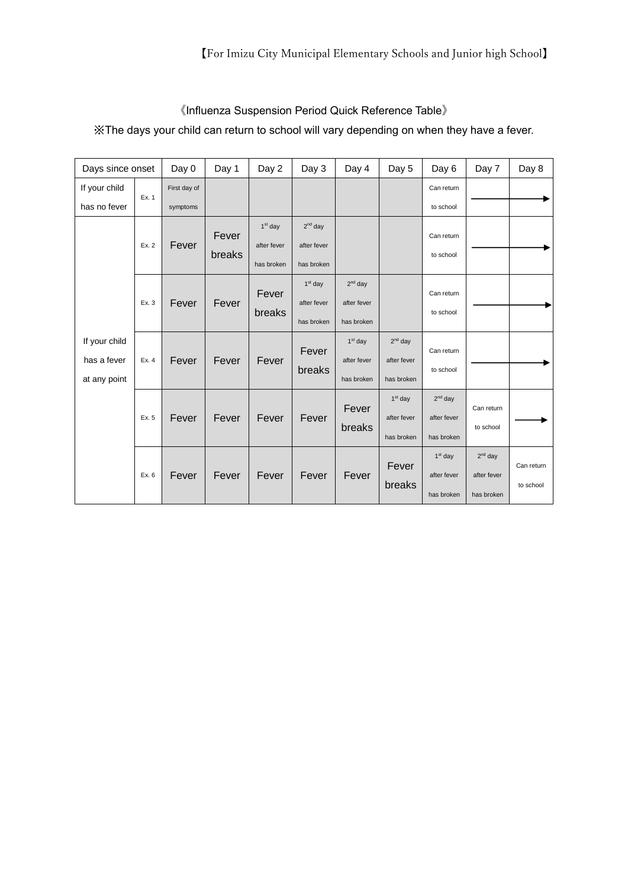【For Imizu City Municipal Elementary Schools and Junior high School】

《Influenza Suspension Period Quick Reference Table》

※The days your child can return to school will vary depending on when they have a fever.

| Days since onset | | Day 0 | Day 1 | Day 2 | Day 3 | Day 4 | Day 5 | Day 6 | Day 7 | Day 8 |
|---|---|---|---|---|---|---|---|---|---|---|
| If your child has no fever | Ex. 1 | First day of symptoms | | | | | | Can return to school | ——— | ——→ |
| If your child has a fever at any point | Ex. 2 | Fever | Fever breaks | 1st day after fever has broken | 2nd day after fever has broken | | | Can return to school | ——— | ——→ |
| | Ex. 3 | Fever | Fever | Fever breaks | 1st day after fever has broken | 2nd day after fever has broken | | Can return to school | ——— | ——→ |
| | Ex. 4 | Fever | Fever | Fever | Fever breaks | 1st day after fever has broken | 2nd day after fever has broken | Can return to school | ——— | ——→ |
| | Ex. 5 | Fever | Fever | Fever | Fever | Fever breaks | 1st day after fever has broken | 2nd day after fever has broken | Can return to school | ——→ |
| | Ex. 6 | Fever | Fever | Fever | Fever | Fever | Fever breaks | 1st day after fever has broken | 2nd day after fever has broken | Can return to school |